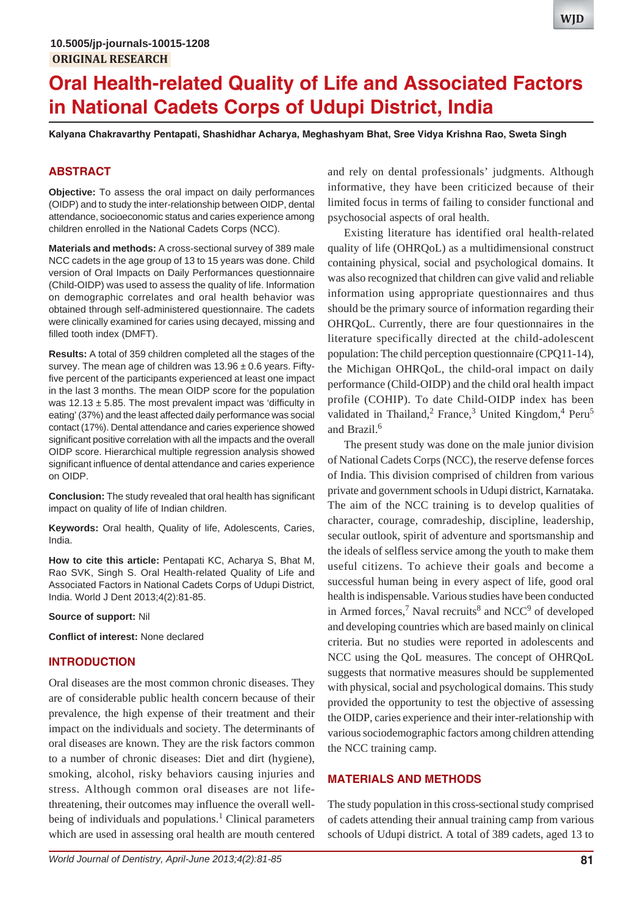10.5005/jp-journals-10015-1208

ORIGINAL RESEARCH

# Oral Health-related Quality of Life and Associated Factors in National Cadets Corps of Udupi District, India

**Kalyana Chakravarthy Pentapati, Shashidhar Acharya, Meghashyam Bhat, Sree Vidya Krishna Rao, Sweta Singh**

## ABSTRACT

**Objective:** To assess the oral impact on daily performances (OIDP) and to study the inter-relationship between OIDP, dental attendance, socioeconomic status and caries experience among children enrolled in the National Cadets Corps (NCC).

**Materials and methods:** A cross-sectional survey of 389 male NCC cadets in the age group of 13 to 15 years was done. Child version of Oral Impacts on Daily Performances questionnaire (Child-OIDP) was used to assess the quality of life. Information on demographic correlates and oral health behavior was obtained through self-administered questionnaire. The cadets were clinically examined for caries using decayed, missing and filled tooth index (DMFT).

**Results:** A total of 359 children completed all the stages of the survey. The mean age of children was 13.96 ± 0.6 years. Fifty-five percent of the participants experienced at least one impact in the last 3 months. The mean OIDP score for the population was 12.13 ± 5.85. The most prevalent impact was 'difficulty in eating' (37%) and the least affected daily performance was social contact (17%). Dental attendance and caries experience showed significant positive correlation with all the impacts and the overall OIDP score. Hierarchical multiple regression analysis showed significant influence of dental attendance and caries experience on OIDP.

**Conclusion:** The study revealed that oral health has significant impact on quality of life of Indian children.

**Keywords:** Oral health, Quality of life, Adolescents, Caries, India.

**How to cite this article:** Pentapati KC, Acharya S, Bhat M, Rao SVK, Singh S. Oral Health-related Quality of Life and Associated Factors in National Cadets Corps of Udupi District, India. World J Dent 2013;4(2):81-85.

**Source of support:** Nil

**Conflict of interest:** None declared

## INTRODUCTION

Oral diseases are the most common chronic diseases. They are of considerable public health concern because of their prevalence, the high expense of their treatment and their impact on the individuals and society. The determinants of oral diseases are known. They are the risk factors common to a number of chronic diseases: Diet and dirt (hygiene), smoking, alcohol, risky behaviors causing injuries and stress. Although common oral diseases are not life-threatening, their outcomes may influence the overall well-being of individuals and populations.[1] Clinical parameters which are used in assessing oral health are mouth centered and rely on dental professionals' judgments. Although informative, they have been criticized because of their limited focus in terms of failing to consider functional and psychosocial aspects of oral health.

Existing literature has identified oral health-related quality of life (OHRQoL) as a multidimensional construct containing physical, social and psychological domains. It was also recognized that children can give valid and reliable information using appropriate questionnaires and thus should be the primary source of information regarding their OHRQoL. Currently, there are four questionnaires in the literature specifically directed at the child-adolescent population: The child perception questionnaire (CPQ11-14), the Michigan OHRQoL, the child-oral impact on daily performance (Child-OIDP) and the child oral health impact profile (COHIP). To date Child-OIDP index has been validated in Thailand,[2] France,[3] United Kingdom,[4] Peru[5] and Brazil.[6]

The present study was done on the male junior division of National Cadets Corps (NCC), the reserve defense forces of India. This division comprised of children from various private and government schools in Udupi district, Karnataka. The aim of the NCC training is to develop qualities of character, courage, comradeship, discipline, leadership, secular outlook, spirit of adventure and sportsmanship and the ideals of selfless service among the youth to make them useful citizens. To achieve their goals and become a successful human being in every aspect of life, good oral health is indispensable. Various studies have been conducted in Armed forces,[7] Naval recruits[8] and NCC[9] of developed and developing countries which are based mainly on clinical criteria. But no studies were reported in adolescents and NCC using the QoL measures. The concept of OHRQoL suggests that normative measures should be supplemented with physical, social and psychological domains. This study provided the opportunity to test the objective of assessing the OIDP, caries experience and their inter-relationship with various sociodemographic factors among children attending the NCC training camp.

## MATERIALS AND METHODS

The study population in this cross-sectional study comprised of cadets attending their annual training camp from various schools of Udupi district. A total of 389 cadets, aged 13 to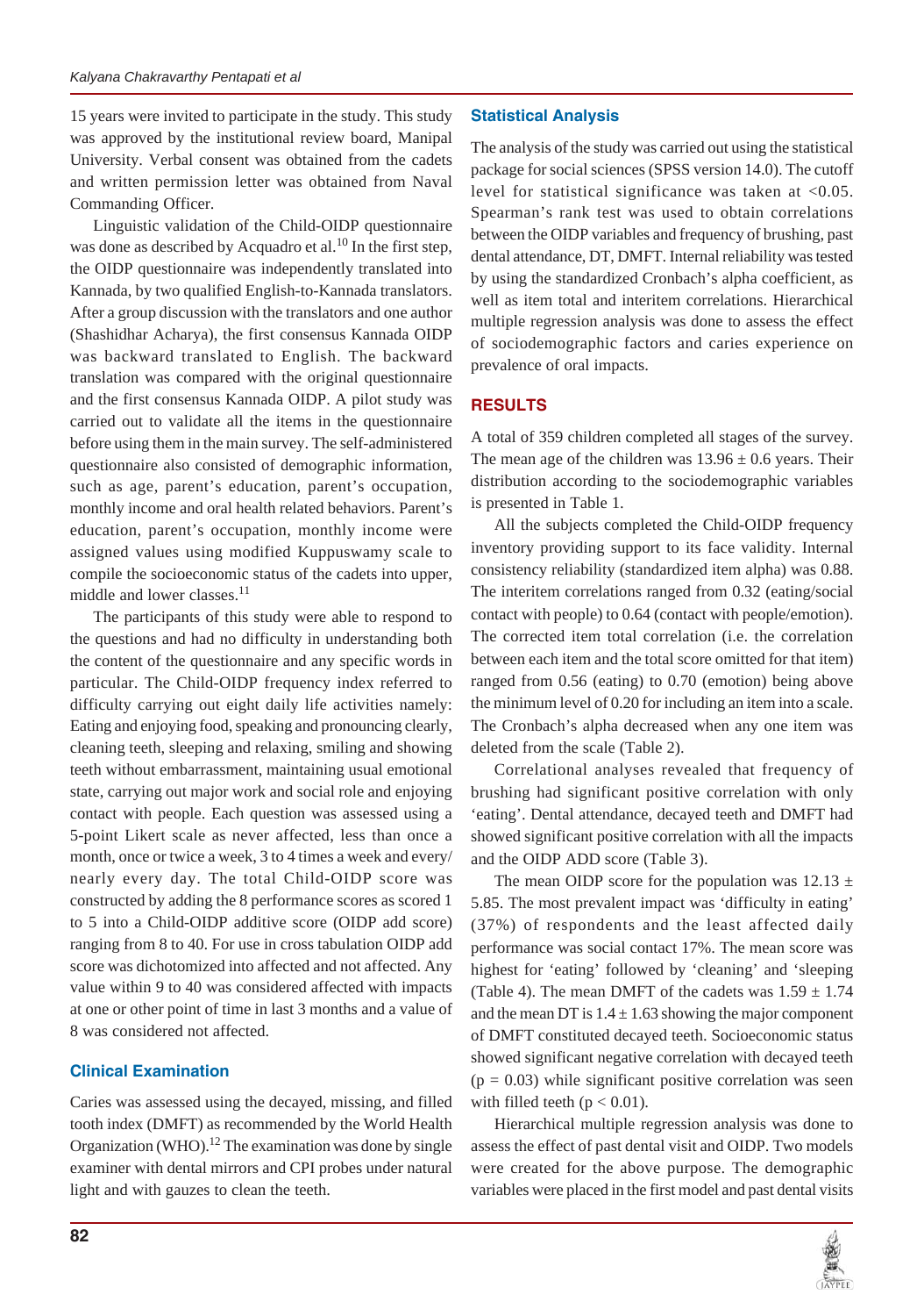15 years were invited to participate in the study. This study was approved by the institutional review board, Manipal University. Verbal consent was obtained from the cadets and written permission letter was obtained from Naval Commanding Officer.

Linguistic validation of the Child-OIDP questionnaire was done as described by Acquadro et al.[10] In the first step, the OIDP questionnaire was independently translated into Kannada, by two qualified English-to-Kannada translators. After a group discussion with the translators and one author (Shashidhar Acharya), the first consensus Kannada OIDP was backward translated to English. The backward translation was compared with the original questionnaire and the first consensus Kannada OIDP. A pilot study was carried out to validate all the items in the questionnaire before using them in the main survey. The self-administered questionnaire also consisted of demographic information, such as age, parent's education, parent's occupation, monthly income and oral health related behaviors. Parent's education, parent's occupation, monthly income were assigned values using modified Kuppuswamy scale to compile the socioeconomic status of the cadets into upper, middle and lower classes.[11]

The participants of this study were able to respond to the questions and had no difficulty in understanding both the content of the questionnaire and any specific words in particular. The Child-OIDP frequency index referred to difficulty carrying out eight daily life activities namely: Eating and enjoying food, speaking and pronouncing clearly, cleaning teeth, sleeping and relaxing, smiling and showing teeth without embarrassment, maintaining usual emotional state, carrying out major work and social role and enjoying contact with people. Each question was assessed using a 5-point Likert scale as never affected, less than once a month, once or twice a week, 3 to 4 times a week and every/nearly every day. The total Child-OIDP score was constructed by adding the 8 performance scores as scored 1 to 5 into a Child-OIDP additive score (OIDP add score) ranging from 8 to 40. For use in cross tabulation OIDP add score was dichotomized into affected and not affected. Any value within 9 to 40 was considered affected with impacts at one or other point of time in last 3 months and a value of 8 was considered not affected.

## Clinical Examination

Caries was assessed using the decayed, missing, and filled tooth index (DMFT) as recommended by the World Health Organization (WHO).[12] The examination was done by single examiner with dental mirrors and CPI probes under natural light and with gauzes to clean the teeth.

## Statistical Analysis

The analysis of the study was carried out using the statistical package for social sciences (SPSS version 14.0). The cutoff level for statistical significance was taken at <0.05. Spearman's rank test was used to obtain correlations between the OIDP variables and frequency of brushing, past dental attendance, DT, DMFT. Internal reliability was tested by using the standardized Cronbach's alpha coefficient, as well as item total and interitem correlations. Hierarchical multiple regression analysis was done to assess the effect of sociodemographic factors and caries experience on prevalence of oral impacts.

## RESULTS

A total of 359 children completed all stages of the survey. The mean age of the children was $13.96 \pm 0.6$ years. Their distribution according to the sociodemographic variables is presented in Table 1.

All the subjects completed the Child-OIDP frequency inventory providing support to its face validity. Internal consistency reliability (standardized item alpha) was 0.88. The interitem correlations ranged from 0.32 (eating/social contact with people) to 0.64 (contact with people/emotion). The corrected item total correlation (i.e. the correlation between each item and the total score omitted for that item) ranged from 0.56 (eating) to 0.70 (emotion) being above the minimum level of 0.20 for including an item into a scale. The Cronbach's alpha decreased when any one item was deleted from the scale (Table 2).

Correlational analyses revealed that frequency of brushing had significant positive correlation with only 'eating'. Dental attendance, decayed teeth and DMFT had showed significant positive correlation with all the impacts and the OIDP ADD score (Table 3).

The mean OIDP score for the population was $12.13 \pm 5.85$. The most prevalent impact was 'difficulty in eating' (37%) of respondents and the least affected daily performance was social contact 17%. The mean score was highest for 'eating' followed by 'cleaning' and 'sleeping (Table 4). The mean DMFT of the cadets was $1.59 \pm 1.74$ and the mean DT is $1.4 \pm 1.63$ showing the major component of DMFT constituted decayed teeth. Socioeconomic status showed significant negative correlation with decayed teeth ($p = 0.03$) while significant positive correlation was seen with filled teeth ($p < 0.01$).

Hierarchical multiple regression analysis was done to assess the effect of past dental visit and OIDP. Two models were created for the above purpose. The demographic variables were placed in the first model and past dental visits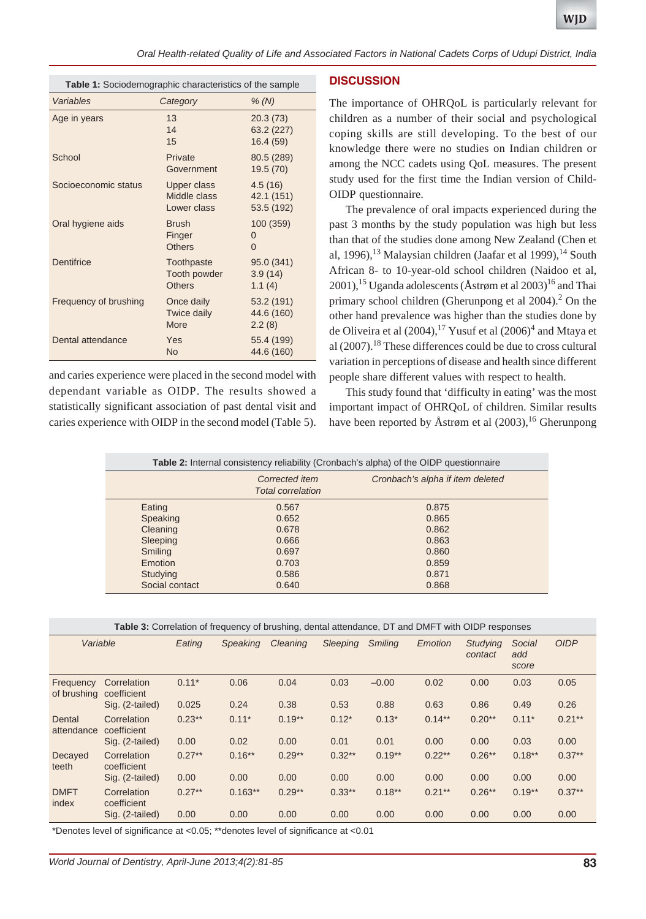**Table 1:** Sociodemographic characteristics of the sample

| Variables | Category | % (N) |
|---|---|---|
| Age in years | 13 | 20.3 (73) |
| | 14 | 63.2 (227) |
| | 15 | 16.4 (59) |
| School | Private | 80.5 (289) |
| | Government | 19.5 (70) |
| Socioeconomic status | Upper class | 4.5 (16) |
| | Middle class | 42.1 (151) |
| | Lower class | 53.5 (192) |
| Oral hygiene aids | Brush | 100 (359) |
| | Finger | 0 |
| | Others | 0 |
| Dentifrice | Toothpaste | 95.0 (341) |
| | Tooth powder | 3.9 (14) |
| | Others | 1.1 (4) |
| Frequency of brushing | Once daily | 53.2 (191) |
| | Twice daily | 44.6 (160) |
| | More | 2.2 (8) |
| Dental attendance | Yes | 55.4 (199) |
| | No | 44.6 (160) |

and caries experience were placed in the second model with dependant variable as OIDP. The results showed a statistically significant association of past dental visit and caries experience with OIDP in the second model (Table 5).

## DISCUSSION

The importance of OHRQoL is particularly relevant for children as a number of their social and psychological coping skills are still developing. To the best of our knowledge there were no studies on Indian children or among the NCC cadets using QoL measures. The present study used for the first time the Indian version of Child-OIDP questionnaire.

The prevalence of oral impacts experienced during the past 3 months by the study population was high but less than that of the studies done among New Zealand (Chen et al, 1996),[13] Malaysian children (Jaafar et al 1999),[14] South African 8- to 10-year-old school children (Naidoo et al, 2001),[15] Uganda adolescents (Åstrøm et al 2003)[16] and Thai primary school children (Gherunpong et al 2004).[2] On the other hand prevalence was higher than the studies done by de Oliveira et al (2004),[17] Yusuf et al (2006)[4] and Mtaya et al (2007).[18] These differences could be due to cross cultural variation in perceptions of disease and health since different people share different values with respect to health.

This study found that 'difficulty in eating' was the most important impact of OHRQoL of children. Similar results have been reported by Åstrøm et al (2003),[16] Gherunpong

**Table 2:** Internal consistency reliability (Cronbach's alpha) of the OIDP questionnaire

| | Corrected item Total correlation | Cronbach's alpha if item deleted |
|---|---|---|
| Eating | 0.567 | 0.875 |
| Speaking | 0.652 | 0.865 |
| Cleaning | 0.678 | 0.862 |
| Sleeping | 0.666 | 0.863 |
| Smiling | 0.697 | 0.860 |
| Emotion | 0.703 | 0.859 |
| Studying | 0.586 | 0.871 |
| Social contact | 0.640 | 0.868 |

**Table 3:** Correlation of frequency of brushing, dental attendance, DT and DMFT with OIDP responses

| Variable | | Eating | Speaking | Cleaning | Sleeping | Smiling | Emotion | Studying contact | Social add score | OIDP |
|---|---|---|---|---|---|---|---|---|---|---|
| Frequency of brushing | Correlation coefficient | 0.11* | 0.06 | 0.04 | 0.03 | –0.00 | 0.02 | 0.00 | 0.03 | 0.05 |
| | Sig. (2-tailed) | 0.025 | 0.24 | 0.38 | 0.53 | 0.88 | 0.63 | 0.86 | 0.49 | 0.26 |
| Dental attendance | Correlation coefficient | 0.23** | 0.11* | 0.19** | 0.12* | 0.13* | 0.14** | 0.20** | 0.11* | 0.21** |
| | Sig. (2-tailed) | 0.00 | 0.02 | 0.00 | 0.01 | 0.01 | 0.00 | 0.00 | 0.03 | 0.00 |
| Decayed teeth | Correlation coefficient | 0.27** | 0.16** | 0.29** | 0.32** | 0.19** | 0.22** | 0.26** | 0.18** | 0.37** |
| | Sig. (2-tailed) | 0.00 | 0.00 | 0.00 | 0.00 | 0.00 | 0.00 | 0.00 | 0.00 | 0.00 |
| DMFT index | Correlation coefficient | 0.27** | 0.163** | 0.29** | 0.33** | 0.18** | 0.21** | 0.26** | 0.19** | 0.37** |
| | Sig. (2-tailed) | 0.00 | 0.00 | 0.00 | 0.00 | 0.00 | 0.00 | 0.00 | 0.00 | 0.00 |

*Denotes level of significance at <0.05; **denotes level of significance at <0.01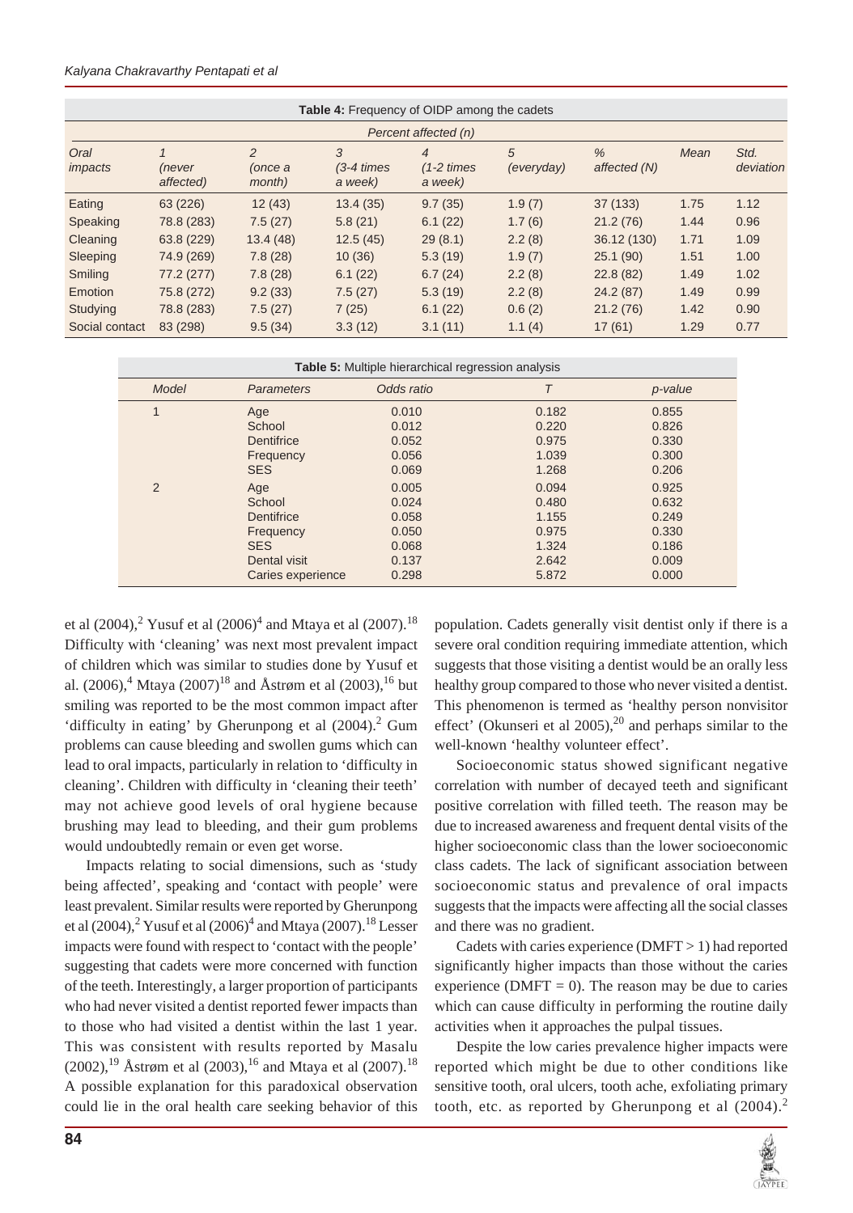**Table 4:** Frequency of OIDP among the cadets

| Oral impacts | Percent affected (n) | | | | | | | |
|---|---|---|---|---|---|---|---|---|
| | 1 (never affected) | 2 (once a month) | 3 (3-4 times a week) | 4 (1-2 times a week) | 5 (everyday) | % affected (N) | Mean | Std. deviation |
| Eating | 63 (226) | 12 (43) | 13.4 (35) | 9.7 (35) | 1.9 (7) | 37 (133) | 1.75 | 1.12 |
| Speaking | 78.8 (283) | 7.5 (27) | 5.8 (21) | 6.1 (22) | 1.7 (6) | 21.2 (76) | 1.44 | 0.96 |
| Cleaning | 63.8 (229) | 13.4 (48) | 12.5 (45) | 29 (8.1) | 2.2 (8) | 36.12 (130) | 1.71 | 1.09 |
| Sleeping | 74.9 (269) | 7.8 (28) | 10 (36) | 5.3 (19) | 1.9 (7) | 25.1 (90) | 1.51 | 1.00 |
| Smiling | 77.2 (277) | 7.8 (28) | 6.1 (22) | 6.7 (24) | 2.2 (8) | 22.8 (82) | 1.49 | 1.02 |
| Emotion | 75.8 (272) | 9.2 (33) | 7.5 (27) | 5.3 (19) | 2.2 (8) | 24.2 (87) | 1.49 | 0.99 |
| Studying | 78.8 (283) | 7.5 (27) | 7 (25) | 6.1 (22) | 0.6 (2) | 21.2 (76) | 1.42 | 0.90 |
| Social contact | 83 (298) | 9.5 (34) | 3.3 (12) | 3.1 (11) | 1.1 (4) | 17 (61) | 1.29 | 0.77 |

**Table 5:** Multiple hierarchical regression analysis

| Model | Parameters | Odds ratio | T | p-value |
|---|---|---|---|---|
| 1 | Age | 0.010 | 0.182 | 0.855 |
| | School | 0.012 | 0.220 | 0.826 |
| | Dentifrice | 0.052 | 0.975 | 0.330 |
| | Frequency | 0.056 | 1.039 | 0.300 |
| | SES | 0.069 | 1.268 | 0.206 |
| 2 | Age | 0.005 | 0.094 | 0.925 |
| | School | 0.024 | 0.480 | 0.632 |
| | Dentifrice | 0.058 | 1.155 | 0.249 |
| | Frequency | 0.050 | 0.975 | 0.330 |
| | SES | 0.068 | 1.324 | 0.186 |
| | Dental visit | 0.137 | 2.642 | 0.009 |
| | Caries experience | 0.298 | 5.872 | 0.000 |

et al (2004),[2] Yusuf et al (2006)[4] and Mtaya et al (2007).[18] Difficulty with 'cleaning' was next most prevalent impact of children which was similar to studies done by Yusuf et al. (2006),[4] Mtaya (2007)[18] and Åstrøm et al (2003),[16] but smiling was reported to be the most common impact after 'difficulty in eating' by Gherunpong et al (2004).[2] Gum problems can cause bleeding and swollen gums which can lead to oral impacts, particularly in relation to 'difficulty in cleaning'. Children with difficulty in 'cleaning their teeth' may not achieve good levels of oral hygiene because brushing may lead to bleeding, and their gum problems would undoubtedly remain or even get worse.

Impacts relating to social dimensions, such as 'study being affected', speaking and 'contact with people' were least prevalent. Similar results were reported by Gherunpong et al (2004),[2] Yusuf et al (2006)[4] and Mtaya (2007).[18] Lesser impacts were found with respect to 'contact with the people' suggesting that cadets were more concerned with function of the teeth. Interestingly, a larger proportion of participants who had never visited a dentist reported fewer impacts than to those who had visited a dentist within the last 1 year. This was consistent with results reported by Masalu (2002),[19] Åstrøm et al (2003),[16] and Mtaya et al (2007).[18] A possible explanation for this paradoxical observation could lie in the oral health care seeking behavior of this population. Cadets generally visit dentist only if there is a severe oral condition requiring immediate attention, which suggests that those visiting a dentist would be an orally less healthy group compared to those who never visited a dentist. This phenomenon is termed as 'healthy person nonvisitor effect' (Okunseri et al 2005),[20] and perhaps similar to the well-known 'healthy volunteer effect'.

Socioeconomic status showed significant negative correlation with number of decayed teeth and significant positive correlation with filled teeth. The reason may be due to increased awareness and frequent dental visits of the higher socioeconomic class than the lower socioeconomic class cadets. The lack of significant association between socioeconomic status and prevalence of oral impacts suggests that the impacts were affecting all the social classes and there was no gradient.

Cadets with caries experience (DMFT > 1) had reported significantly higher impacts than those without the caries experience (DMFT = 0). The reason may be due to caries which can cause difficulty in performing the routine daily activities when it approaches the pulpal tissues.

Despite the low caries prevalence higher impacts were reported which might be due to other conditions like sensitive tooth, oral ulcers, tooth ache, exfoliating primary tooth, etc. as reported by Gherunpong et al (2004).[2]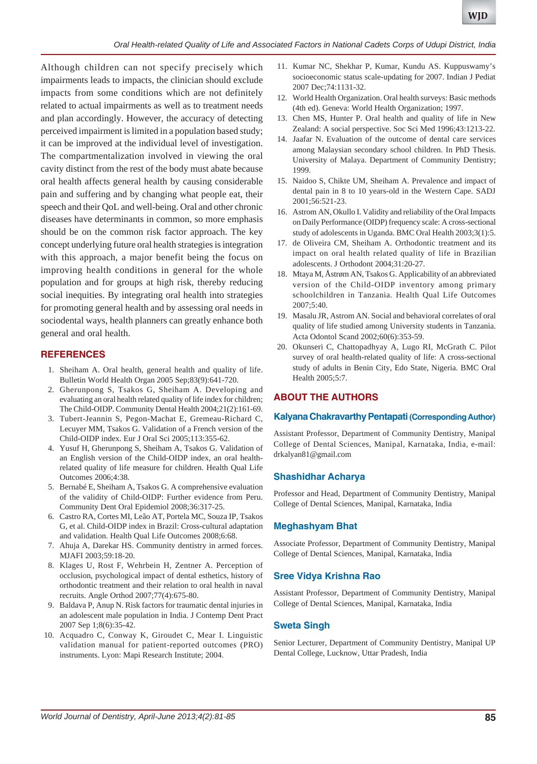Although children can not specify precisely which impairments leads to impacts, the clinician should exclude impacts from some conditions which are not definitely related to actual impairments as well as to treatment needs and plan accordingly. However, the accuracy of detecting perceived impairment is limited in a population based study; it can be improved at the individual level of investigation. The compartmentalization involved in viewing the oral cavity distinct from the rest of the body must abate because oral health affects general health by causing considerable pain and suffering and by changing what people eat, their speech and their QoL and well-being. Oral and other chronic diseases have determinants in common, so more emphasis should be on the common risk factor approach. The key concept underlying future oral health strategies is integration with this approach, a major benefit being the focus on improving health conditions in general for the whole population and for groups at high risk, thereby reducing social inequities. By integrating oral health into strategies for promoting general health and by assessing oral needs in sociodental ways, health planners can greatly enhance both general and oral health.

## REFERENCES

1. Sheiham A. Oral health, general health and quality of life. Bulletin World Health Organ 2005 Sep;83(9):641-720.
2. Gherunpong S, Tsakos G, Sheiham A. Developing and evaluating an oral health related quality of life index for children; The Child-OIDP. Community Dental Health 2004;21(2):161-69.
3. Tubert-Jeannin S, Pegon-Machat E, Gremeau-Richard C, Lecuyer MM, Tsakos G. Validation of a French version of the Child-OIDP index. Eur J Oral Sci 2005;113:355-62.
4. Yusuf H, Gherunpong S, Sheiham A, Tsakos G. Validation of an English version of the Child-OIDP index, an oral health-related quality of life measure for children. Health Qual Life Outcomes 2006;4:38.
5. Bernabé E, Sheiham A, Tsakos G. A comprehensive evaluation of the validity of Child-OIDP: Further evidence from Peru. Community Dent Oral Epidemiol 2008;36:317-25.
6. Castro RA, Cortes MI, Leão AT, Portela MC, Souza IP, Tsakos G, et al. Child-OIDP index in Brazil: Cross-cultural adaptation and validation. Health Qual Life Outcomes 2008;6:68.
7. Ahuja A, Darekar HS. Community dentistry in armed forces. MJAFI 2003;59:18-20.
8. Klages U, Rost F, Wehrbein H, Zentner A. Perception of occlusion, psychological impact of dental esthetics, history of orthodontic treatment and their relation to oral health in naval recruits. Angle Orthod 2007;77(4):675-80.
9. Baldava P, Anup N. Risk factors for traumatic dental injuries in an adolescent male population in India. J Contemp Dent Pract 2007 Sep 1;8(6):35-42.
10. Acquadro C, Conway K, Giroudet C, Mear I. Linguistic validation manual for patient-reported outcomes (PRO) instruments. Lyon: Mapi Research Institute; 2004.
11. Kumar NC, Shekhar P, Kumar, Kundu AS. Kuppuswamy's socioeconomic status scale-updating for 2007. Indian J Pediat 2007 Dec;74:1131-32.
12. World Health Organization. Oral health surveys: Basic methods (4th ed). Geneva: World Health Organization; 1997.
13. Chen MS, Hunter P. Oral health and quality of life in New Zealand: A social perspective. Soc Sci Med 1996;43:1213-22.
14. Jaafar N. Evaluation of the outcome of dental care services among Malaysian secondary school children. In PhD Thesis. University of Malaya. Department of Community Dentistry; 1999.
15. Naidoo S, Chikte UM, Sheiham A. Prevalence and impact of dental pain in 8 to 10 years-old in the Western Cape. SADJ 2001;56:521-23.
16. Astrom AN, Okullo I. Validity and reliability of the Oral Impacts on Daily Performance (OIDP) frequency scale: A cross-sectional study of adolescents in Uganda. BMC Oral Health 2003;3(1):5.
17. de Oliveira CM, Sheiham A. Orthodontic treatment and its impact on oral health related quality of life in Brazilian adolescents. J Orthodont 2004;31:20-27.
18. Mtaya M, Åstrøm AN, Tsakos G. Applicability of an abbreviated version of the Child-OIDP inventory among primary schoolchildren in Tanzania. Health Qual Life Outcomes 2007;5:40.
19. Masalu JR, Astrom AN. Social and behavioral correlates of oral quality of life studied among University students in Tanzania. Acta Odontol Scand 2002;60(6):353-59.
20. Okunseri C, Chattopadhyay A, Lugo RI, McGrath C. Pilot survey of oral health-related quality of life: A cross-sectional study of adults in Benin City, Edo State, Nigeria. BMC Oral Health 2005;5:7.

## ABOUT THE AUTHORS

### Kalyana Chakravarthy Pentapati (Corresponding Author)

Assistant Professor, Department of Community Dentistry, Manipal College of Dental Sciences, Manipal, Karnataka, India, e-mail: drkalyan81@gmail.com

### Shashidhar Acharya

Professor and Head, Department of Community Dentistry, Manipal College of Dental Sciences, Manipal, Karnataka, India

### Meghashyam Bhat

Associate Professor, Department of Community Dentistry, Manipal College of Dental Sciences, Manipal, Karnataka, India

### Sree Vidya Krishna Rao

Assistant Professor, Department of Community Dentistry, Manipal College of Dental Sciences, Manipal, Karnataka, India

### Sweta Singh

Senior Lecturer, Department of Community Dentistry, Manipal UP Dental College, Lucknow, Uttar Pradesh, India